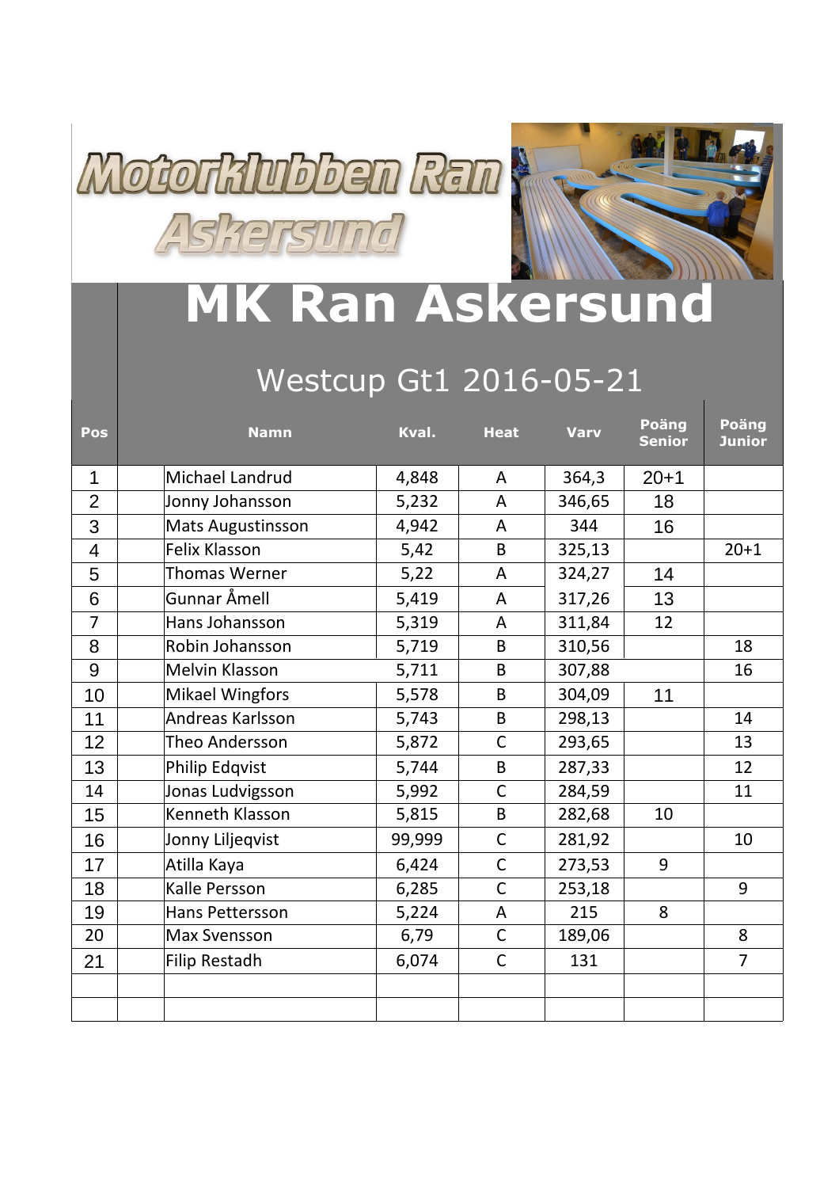Motorklubben Ran Askersund

# MK Ran Askersund

## Westcup Gt1 2016-05-21

| Pos | | Namn | Kval. | Heat | Varv | Poäng Senior | Poäng Junior |
|---|---|---|---|---|---|---|---|
| 1 | | Michael Landrud | 4,848 | A | 364,3 | 20+1 | |
| 2 | | Jonny Johansson | 5,232 | A | 346,65 | 18 | |
| 3 | | Mats Augustinsson | 4,942 | A | 344 | 16 | |
| 4 | | Felix Klasson | 5,42 | B | 325,13 | | 20+1 |
| 5 | | Thomas Werner | 5,22 | A | 324,27 | 14 | |
| 6 | | Gunnar Åmell | 5,419 | A | 317,26 | 13 | |
| 7 | | Hans Johansson | 5,319 | A | 311,84 | 12 | |
| 8 | | Robin Johansson | 5,719 | B | 310,56 | | 18 |
| 9 | | Melvin Klasson | 5,711 | B | 307,88 | | 16 |
| 10 | | Mikael Wingfors | 5,578 | B | 304,09 | 11 | |
| 11 | | Andreas Karlsson | 5,743 | B | 298,13 | | 14 |
| 12 | | Theo Andersson | 5,872 | C | 293,65 | | 13 |
| 13 | | Philip Edqvist | 5,744 | B | 287,33 | | 12 |
| 14 | | Jonas Ludvigsson | 5,992 | C | 284,59 | | 11 |
| 15 | | Kenneth Klasson | 5,815 | B | 282,68 | 10 | |
| 16 | | Jonny Liljeqvist | 99,999 | C | 281,92 | | 10 |
| 17 | | Atilla Kaya | 6,424 | C | 273,53 | 9 | |
| 18 | | Kalle Persson | 6,285 | C | 253,18 | | 9 |
| 19 | | Hans Pettersson | 5,224 | A | 215 | 8 | |
| 20 | | Max Svensson | 6,79 | C | 189,06 | | 8 |
| 21 | | Filip Restadh | 6,074 | C | 131 | | 7 |
| | | | | | | | |
| | | | | | | | |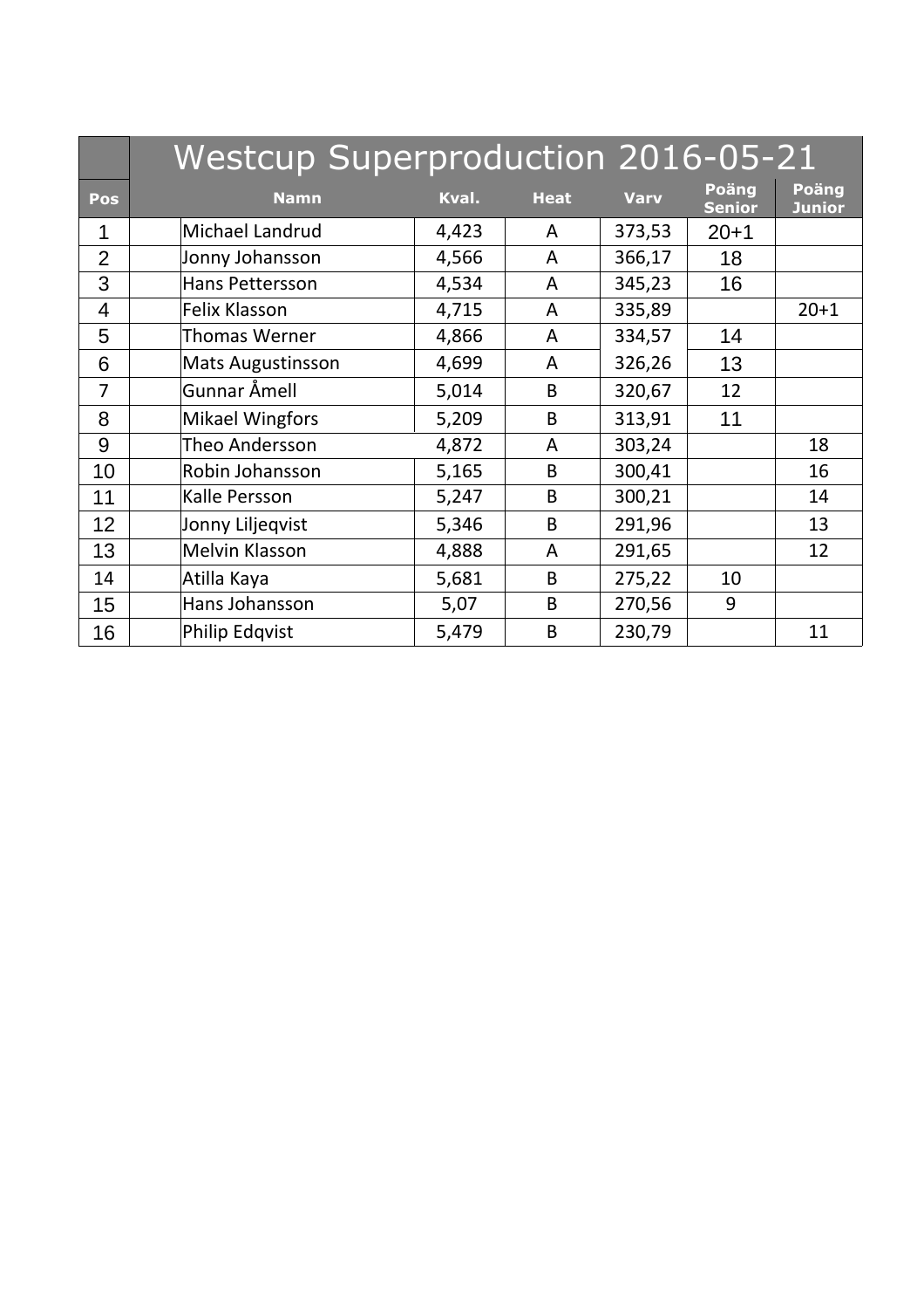# Westcup Superproduction 2016-05-21

| Pos | | Namn | Kval. | Heat | Varv | Poäng Senior | Poäng Junior |
|---|---|---|---|---|---|---|---|
| 1 | | Michael Landrud | 4,423 | A | 373,53 | 20+1 | |
| 2 | | Jonny Johansson | 4,566 | A | 366,17 | 18 | |
| 3 | | Hans Pettersson | 4,534 | A | 345,23 | 16 | |
| 4 | | Felix Klasson | 4,715 | A | 335,89 | | 20+1 |
| 5 | | Thomas Werner | 4,866 | A | 334,57 | 14 | |
| 6 | | Mats Augustinsson | 4,699 | A | 326,26 | 13 | |
| 7 | | Gunnar Åmell | 5,014 | B | 320,67 | 12 | |
| 8 | | Mikael Wingfors | 5,209 | B | 313,91 | 11 | |
| 9 | | Theo Andersson | 4,872 | A | 303,24 | | 18 |
| 10 | | Robin Johansson | 5,165 | B | 300,41 | | 16 |
| 11 | | Kalle Persson | 5,247 | B | 300,21 | | 14 |
| 12 | | Jonny Liljeqvist | 5,346 | B | 291,96 | | 13 |
| 13 | | Melvin Klasson | 4,888 | A | 291,65 | | 12 |
| 14 | | Atilla Kaya | 5,681 | B | 275,22 | 10 | |
| 15 | | Hans Johansson | 5,07 | B | 270,56 | 9 | |
| 16 | | Philip Edqvist | 5,479 | B | 230,79 | | 11 |